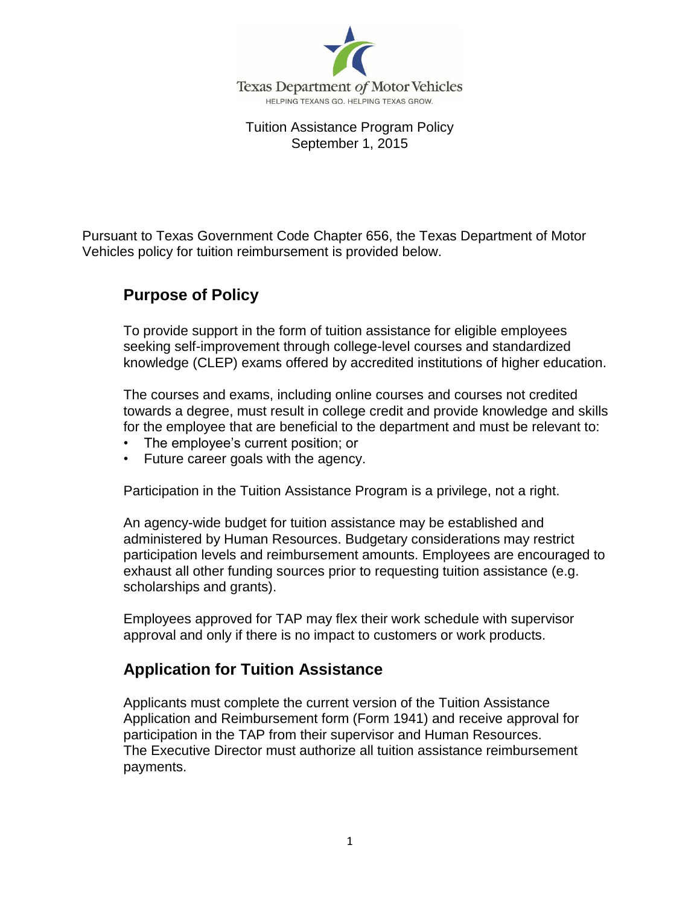Texas Department of Motor Vehicles

HELPING TEXANS GO. HELPING TEXAS GROW.

Tuition Assistance Program Policy
September 1, 2015

Pursuant to Texas Government Code Chapter 656, the Texas Department of Motor Vehicles policy for tuition reimbursement is provided below.

## Purpose of Policy

To provide support in the form of tuition assistance for eligible employees seeking self-improvement through college-level courses and standardized knowledge (CLEP) exams offered by accredited institutions of higher education.

The courses and exams, including online courses and courses not credited towards a degree, must result in college credit and provide knowledge and skills for the employee that are beneficial to the department and must be relevant to:

- The employee's current position; or
- Future career goals with the agency.

Participation in the Tuition Assistance Program is a privilege, not a right.

An agency-wide budget for tuition assistance may be established and administered by Human Resources. Budgetary considerations may restrict participation levels and reimbursement amounts. Employees are encouraged to exhaust all other funding sources prior to requesting tuition assistance (e.g. scholarships and grants).

Employees approved for TAP may flex their work schedule with supervisor approval and only if there is no impact to customers or work products.

## Application for Tuition Assistance

Applicants must complete the current version of the Tuition Assistance Application and Reimbursement form (Form 1941) and receive approval for participation in the TAP from their supervisor and Human Resources.
The Executive Director must authorize all tuition assistance reimbursement payments.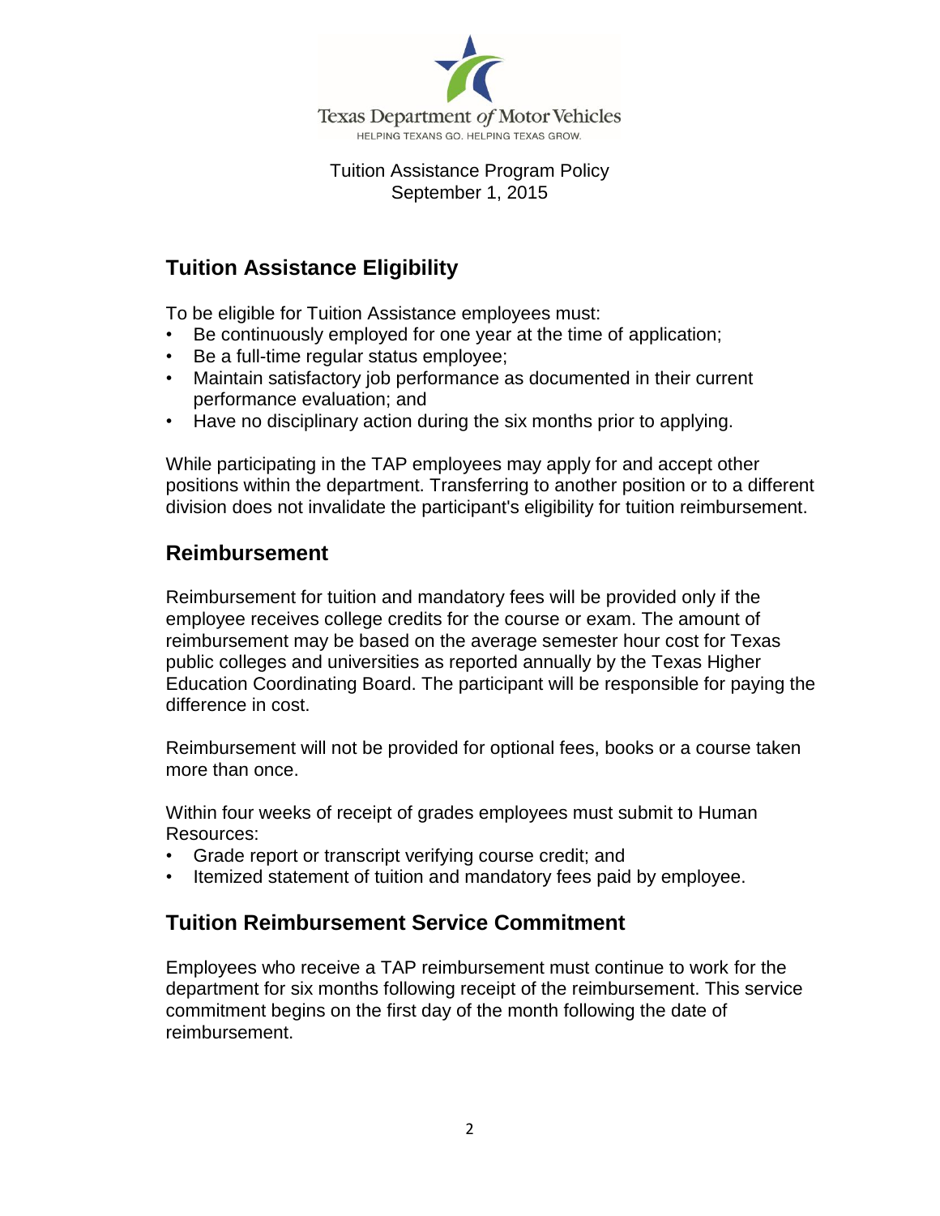Texas Department of Motor Vehicles

HELPING TEXANS GO. HELPING TEXAS GROW.

Tuition Assistance Program Policy
September 1, 2015

## Tuition Assistance Eligibility

To be eligible for Tuition Assistance employees must:

- Be continuously employed for one year at the time of application;
- Be a full-time regular status employee;
- Maintain satisfactory job performance as documented in their current performance evaluation; and
- Have no disciplinary action during the six months prior to applying.

While participating in the TAP employees may apply for and accept other positions within the department. Transferring to another position or to a different division does not invalidate the participant's eligibility for tuition reimbursement.

## Reimbursement

Reimbursement for tuition and mandatory fees will be provided only if the employee receives college credits for the course or exam. The amount of reimbursement may be based on the average semester hour cost for Texas public colleges and universities as reported annually by the Texas Higher Education Coordinating Board. The participant will be responsible for paying the difference in cost.

Reimbursement will not be provided for optional fees, books or a course taken more than once.

Within four weeks of receipt of grades employees must submit to Human Resources:

- Grade report or transcript verifying course credit; and
- Itemized statement of tuition and mandatory fees paid by employee.

## Tuition Reimbursement Service Commitment

Employees who receive a TAP reimbursement must continue to work for the department for six months following receipt of the reimbursement. This service commitment begins on the first day of the month following the date of reimbursement.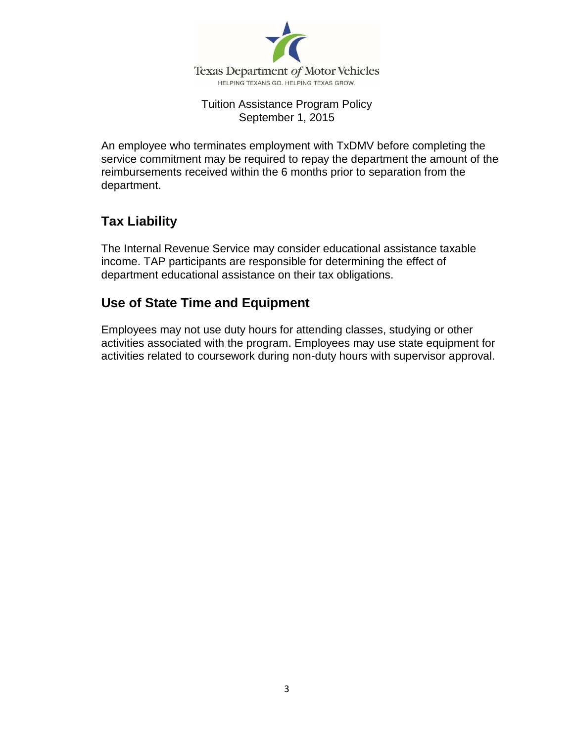An employee who terminates employment with TxDMV before completing the service commitment may be required to repay the department the amount of the reimbursements received within the 6 months prior to separation from the department.

## Tax Liability

The Internal Revenue Service may consider educational assistance taxable income. TAP participants are responsible for determining the effect of department educational assistance on their tax obligations.

## Use of State Time and Equipment

Employees may not use duty hours for attending classes, studying or other activities associated with the program. Employees may use state equipment for activities related to coursework during non-duty hours with supervisor approval.